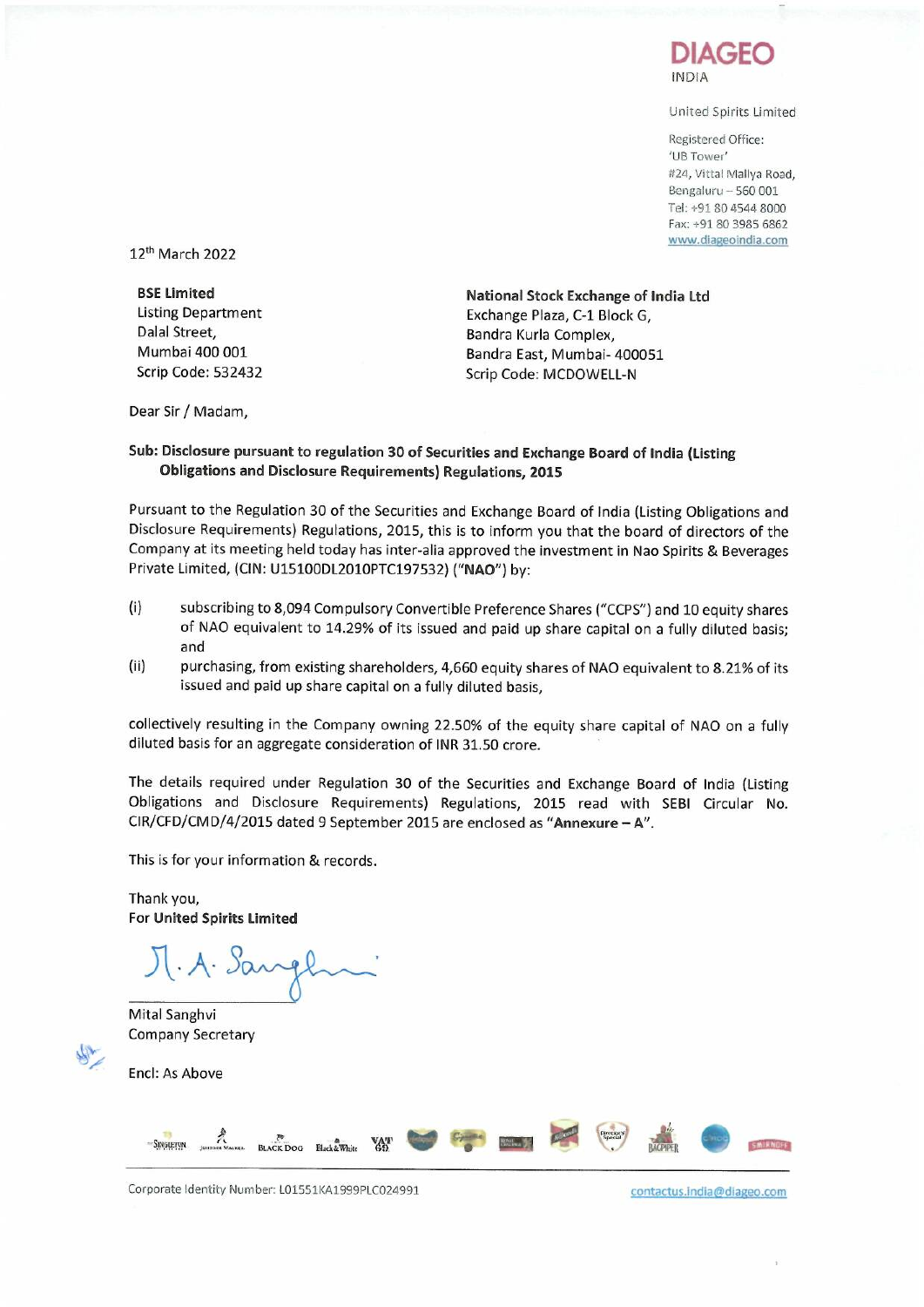**DIAGEO**
INDIA

United Spirits Limited

Registered Office:
'UB Tower'
#24, Vittal Mallya Road,
Bengaluru – 560 001
Tel: +91 80 4544 8000
Fax: +91 80 3985 6862
www.diageoindia.com

12th March 2022

**BSE Limited**
Listing Department
Dalal Street,
Mumbai 400 001
Scrip Code: 532432

**National Stock Exchange of India Ltd**
Exchange Plaza, C-1 Block G,
Bandra Kurla Complex,
Bandra East, Mumbai- 400051
Scrip Code: MCDOWELL-N

Dear Sir / Madam,

**Sub: Disclosure pursuant to regulation 30 of Securities and Exchange Board of India (Listing Obligations and Disclosure Requirements) Regulations, 2015**

Pursuant to the Regulation 30 of the Securities and Exchange Board of India (Listing Obligations and Disclosure Requirements) Regulations, 2015, this is to inform you that the board of directors of the Company at its meeting held today has inter-alia approved the investment in Nao Spirits & Beverages Private Limited, (CIN: U15100DL2010PTC197532) ("**NAO**") by:

(i) subscribing to 8,094 Compulsory Convertible Preference Shares ("CCPS") and 10 equity shares of NAO equivalent to 14.29% of its issued and paid up share capital on a fully diluted basis; and

(ii) purchasing, from existing shareholders, 4,660 equity shares of NAO equivalent to 8.21% of its issued and paid up share capital on a fully diluted basis,

collectively resulting in the Company owning 22.50% of the equity share capital of NAO on a fully diluted basis for an aggregate consideration of INR 31.50 crore.

The details required under Regulation 30 of the Securities and Exchange Board of India (Listing Obligations and Disclosure Requirements) Regulations, 2015 read with SEBI Circular No. CIR/CFD/CMD/4/2015 dated 9 September 2015 are enclosed as "**Annexure – A**".

This is for your information & records.

Thank you,
**For United Spirits Limited**

Mital Sanghvi
Company Secretary

Encl: As Above

Corporate Identity Number: L01551KA1999PLC024991

contactus.india@diageo.com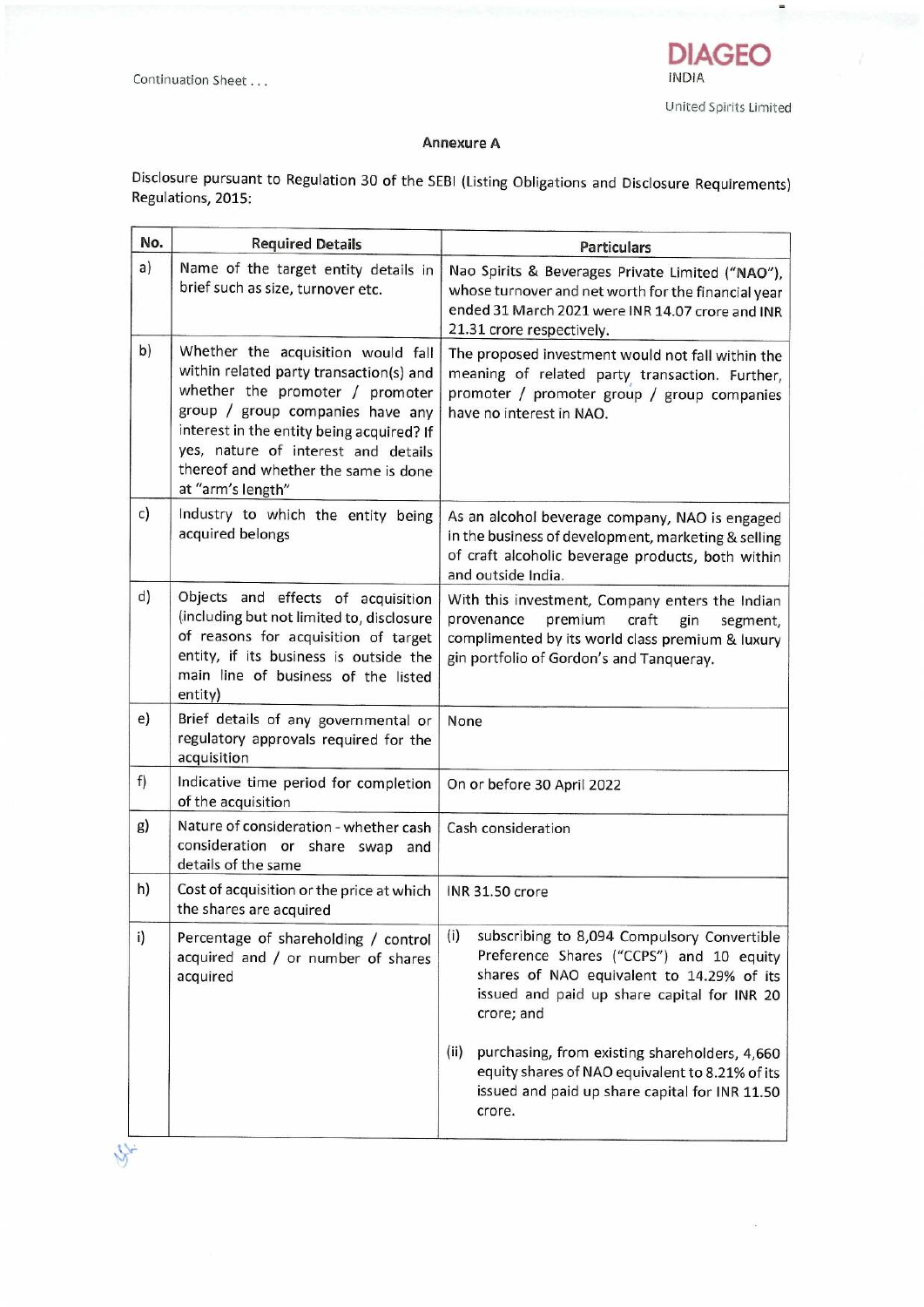Continuation Sheet . . .

**DIAGEO**
INDIA

United Spirits Limited

## Annexure A

Disclosure pursuant to Regulation 30 of the SEBI (Listing Obligations and Disclosure Requirements) Regulations, 2015:

| No. | Required Details | Particulars |
|---|---|---|
| a) | Name of the target entity details in brief such as size, turnover etc. | Nao Spirits & Beverages Private Limited ("NAO"), whose turnover and net worth for the financial year ended 31 March 2021 were INR 14.07 crore and INR 21.31 crore respectively. |
| b) | Whether the acquisition would fall within related party transaction(s) and whether the promoter / promoter group / group companies have any interest in the entity being acquired? If yes, nature of interest and details thereof and whether the same is done at "arm's length" | The proposed investment would not fall within the meaning of related party transaction. Further, promoter / promoter group / group companies have no interest in NAO. |
| c) | Industry to which the entity being acquired belongs | As an alcohol beverage company, NAO is engaged in the business of development, marketing & selling of craft alcoholic beverage products, both within and outside India. |
| d) | Objects and effects of acquisition (including but not limited to, disclosure of reasons for acquisition of target entity, if its business is outside the main line of business of the listed entity) | With this investment, Company enters the Indian provenance premium craft gin segment, complimented by its world class premium & luxury gin portfolio of Gordon's and Tanqueray. |
| e) | Brief details of any governmental or regulatory approvals required for the acquisition | None |
| f) | Indicative time period for completion of the acquisition | On or before 30 April 2022 |
| g) | Nature of consideration - whether cash consideration or share swap and details of the same | Cash consideration |
| h) | Cost of acquisition or the price at which the shares are acquired | INR 31.50 crore |
| i) | Percentage of shareholding / control acquired and / or number of shares acquired | (i) subscribing to 8,094 Compulsory Convertible Preference Shares ("CCPS") and 10 equity shares of NAO equivalent to 14.29% of its issued and paid up share capital for INR 20 crore; and<br><br>(ii) purchasing, from existing shareholders, 4,660 equity shares of NAO equivalent to 8.21% of its issued and paid up share capital for INR 11.50 crore. |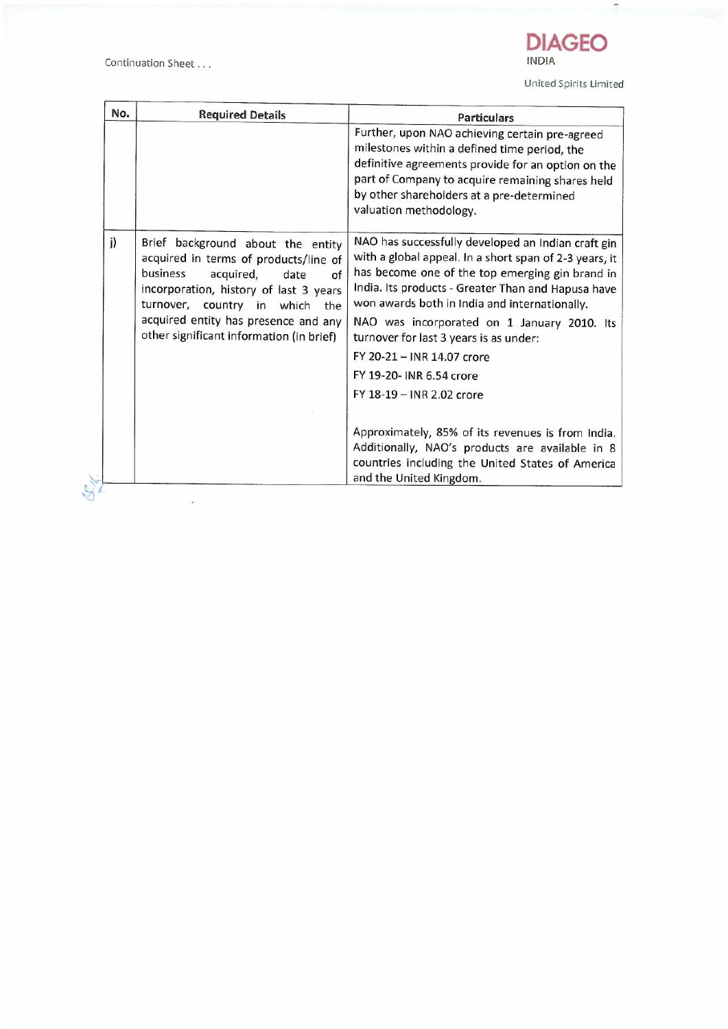Continuation Sheet . . .

| No. | Required Details | Particulars |
| --- | --- | --- |
| | | Further, upon NAO achieving certain pre-agreed milestones within a defined time period, the definitive agreements provide for an option on the part of Company to acquire remaining shares held by other shareholders at a pre-determined valuation methodology. |
| j) | Brief background about the entity acquired in terms of products/line of business acquired, date of incorporation, history of last 3 years turnover, country in which the acquired entity has presence and any other significant information (in brief) | NAO has successfully developed an Indian craft gin with a global appeal. In a short span of 2-3 years, it has become one of the top emerging gin brand in India. Its products - Greater Than and Hapusa have won awards both in India and internationally.<br><br>NAO was incorporated on 1 January 2010. Its turnover for last 3 years is as under:<br><br>FY 20-21 – INR 14.07 crore<br><br>FY 19-20- INR 6.54 crore<br><br>FY 18-19 – INR 2.02 crore<br><br>Approximately, 85% of its revenues is from India. Additionally, NAO's products are available in 8 countries including the United States of America and the United Kingdom. |